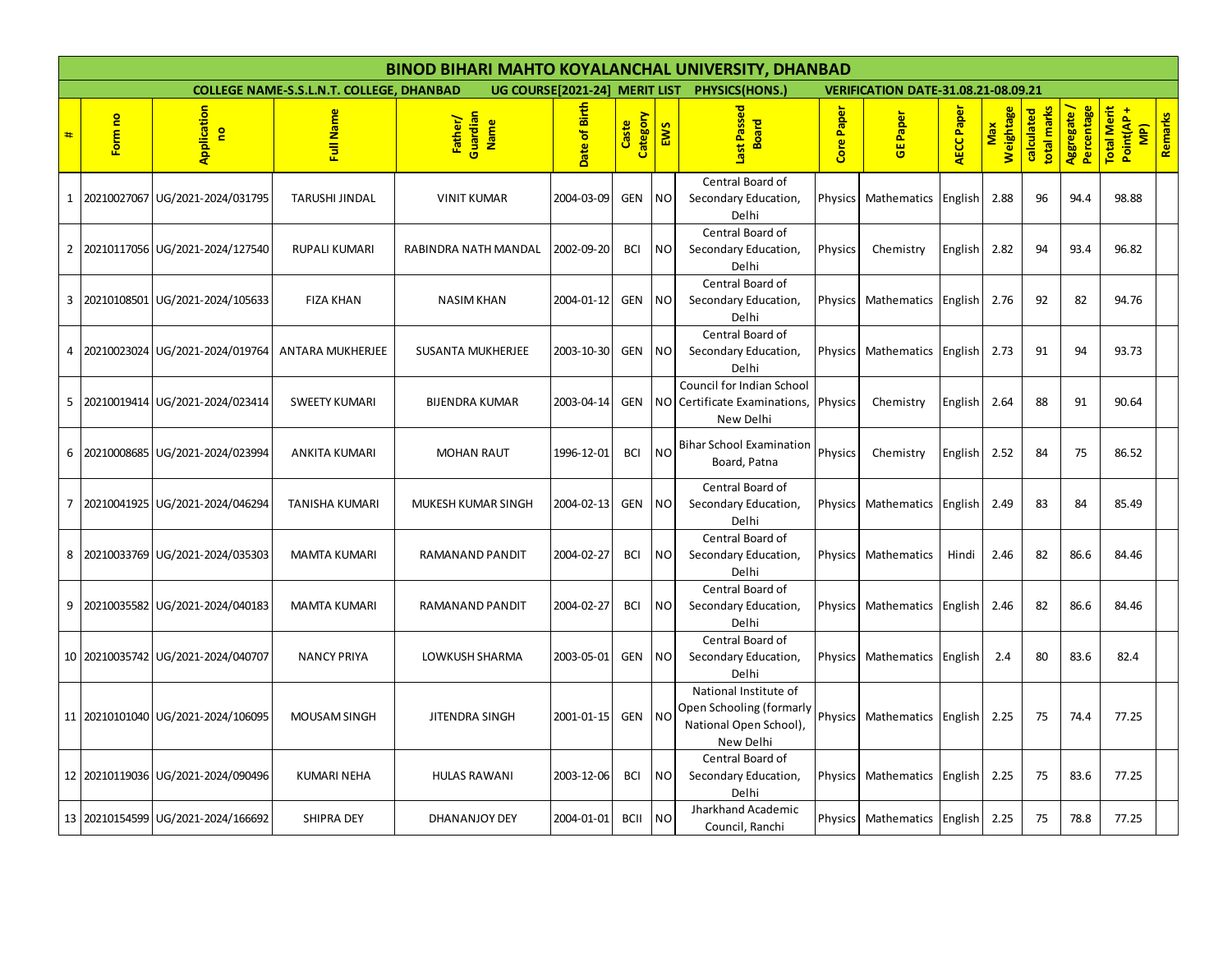# BINOD BIHARI MAHTO KOYALANCHAL UNIVERSITY, DHANBAD

**COLLEGE NAME-S.S.L.N.T. COLLEGE, DHANBAD UG COURSE[2021-24] MERIT LIST PHYSICS(HONS.) VERIFICATION DATE-31.08.21-08.09.21**

| # | Form no | Application no | Full Name | Father/ Guardian Name | Date of Birth | Caste Category | EWS | Last Passed Board | Core Paper | GE Paper | AECC Paper | Max Weightage | calculated total marks | Aggregate / Percentage | Total Merit Point(AP + MP) | Remarks |
|---|---|---|---|---|---|---|---|---|---|---|---|---|---|---|---|---|
| 1 | 20210027067 | UG/2021-2024/031795 | TARUSHI JINDAL | VINIT KUMAR | 2004-03-09 | GEN | NO | Central Board of Secondary Education, Delhi | Physics | Mathematics | English | 2.88 | 96 | 94.4 | 98.88 | |
| 2 | 20210117056 | UG/2021-2024/127540 | RUPALI KUMARI | RABINDRA NATH MANDAL | 2002-09-20 | BCI | NO | Central Board of Secondary Education, Delhi | Physics | Chemistry | English | 2.82 | 94 | 93.4 | 96.82 | |
| 3 | 20210108501 | UG/2021-2024/105633 | FIZA KHAN | NASIM KHAN | 2004-01-12 | GEN | NO | Central Board of Secondary Education, Delhi | Physics | Mathematics | English | 2.76 | 92 | 82 | 94.76 | |
| 4 | 20210023024 | UG/2021-2024/019764 | ANTARA MUKHERJEE | SUSANTA MUKHERJEE | 2003-10-30 | GEN | NO | Central Board of Secondary Education, Delhi | Physics | Mathematics | English | 2.73 | 91 | 94 | 93.73 | |
| 5 | 20210019414 | UG/2021-2024/023414 | SWEETY KUMARI | BIJENDRA KUMAR | 2003-04-14 | GEN | NO | Council for Indian School Certificate Examinations, New Delhi | Physics | Chemistry | English | 2.64 | 88 | 91 | 90.64 | |
| 6 | 20210008685 | UG/2021-2024/023994 | ANKITA KUMARI | MOHAN RAUT | 1996-12-01 | BCI | NO | Bihar School Examination Board, Patna | Physics | Chemistry | English | 2.52 | 84 | 75 | 86.52 | |
| 7 | 20210041925 | UG/2021-2024/046294 | TANISHA KUMARI | MUKESH KUMAR SINGH | 2004-02-13 | GEN | NO | Central Board of Secondary Education, Delhi | Physics | Mathematics | English | 2.49 | 83 | 84 | 85.49 | |
| 8 | 20210033769 | UG/2021-2024/035303 | MAMTA KUMARI | RAMANAND PANDIT | 2004-02-27 | BCI | NO | Central Board of Secondary Education, Delhi | Physics | Mathematics | Hindi | 2.46 | 82 | 86.6 | 84.46 | |
| 9 | 20210035582 | UG/2021-2024/040183 | MAMTA KUMARI | RAMANAND PANDIT | 2004-02-27 | BCI | NO | Central Board of Secondary Education, Delhi | Physics | Mathematics | English | 2.46 | 82 | 86.6 | 84.46 | |
| 10 | 20210035742 | UG/2021-2024/040707 | NANCY PRIYA | LOWKUSH SHARMA | 2003-05-01 | GEN | NO | Central Board of Secondary Education, Delhi | Physics | Mathematics | English | 2.4 | 80 | 83.6 | 82.4 | |
| 11 | 20210101040 | UG/2021-2024/106095 | MOUSAM SINGH | JITENDRA SINGH | 2001-01-15 | GEN | NO | National Institute of Open Schooling (formarly National Open School), New Delhi | Physics | Mathematics | English | 2.25 | 75 | 74.4 | 77.25 | |
| 12 | 20210119036 | UG/2021-2024/090496 | KUMARI NEHA | HULAS RAWANI | 2003-12-06 | BCI | NO | Central Board of Secondary Education, Delhi | Physics | Mathematics | English | 2.25 | 75 | 83.6 | 77.25 | |
| 13 | 20210154599 | UG/2021-2024/166692 | SHIPRA DEY | DHANANJOY DEY | 2004-01-01 | BCII | NO | Jharkhand Academic Council, Ranchi | Physics | Mathematics | English | 2.25 | 75 | 78.8 | 77.25 | |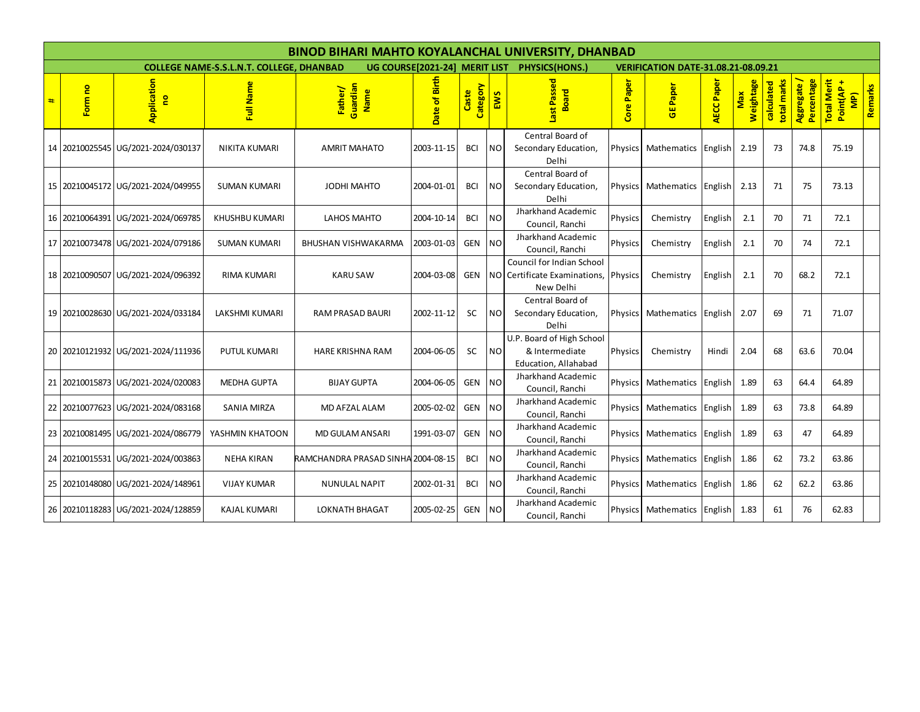# BINOD BIHARI MAHTO KOYALANCHAL UNIVERSITY, DHANBAD

**COLLEGE NAME-S.S.L.N.T. COLLEGE, DHANBAD  UG COURSE[2021-24] MERIT LIST  PHYSICS(HONS.)  VERIFICATION DATE-31.08.21-08.09.21**

| # | Form no | Application no | Full Name | Father/ Guardian Name | Date of Birth | Caste Category | EWS | Last Passed Board | Core Paper | GE Paper | AECC Paper | Max Weightage | calculated total marks | Aggregate / Percentage | Total Merit Point(AP + MP) | Remarks |
|---|---|---|---|---|---|---|---|---|---|---|---|---|---|---|---|---|
| 14 | 20210025545 | UG/2021-2024/030137 | NIKITA KUMARI | AMRIT MAHATO | 2003-11-15 | BCI | NO | Central Board of Secondary Education, Delhi | Physics | Mathematics | English | 2.19 | 73 | 74.8 | 75.19 | |
| 15 | 20210045172 | UG/2021-2024/049955 | SUMAN KUMARI | JODHI MAHTO | 2004-01-01 | BCI | NO | Central Board of Secondary Education, Delhi | Physics | Mathematics | English | 2.13 | 71 | 75 | 73.13 | |
| 16 | 20210064391 | UG/2021-2024/069785 | KHUSHBU KUMARI | LAHOS MAHTO | 2004-10-14 | BCI | NO | Jharkhand Academic Council, Ranchi | Physics | Chemistry | English | 2.1 | 70 | 71 | 72.1 | |
| 17 | 20210073478 | UG/2021-2024/079186 | SUMAN KUMARI | BHUSHAN VISHWAKARMA | 2003-01-03 | GEN | NO | Jharkhand Academic Council, Ranchi | Physics | Chemistry | English | 2.1 | 70 | 74 | 72.1 | |
| 18 | 20210090507 | UG/2021-2024/096392 | RIMA KUMARI | KARU SAW | 2004-03-08 | GEN | NO | Council for Indian School Certificate Examinations, New Delhi | Physics | Chemistry | English | 2.1 | 70 | 68.2 | 72.1 | |
| 19 | 20210028630 | UG/2021-2024/033184 | LAKSHMI KUMARI | RAM PRASAD BAURI | 2002-11-12 | SC | NO | Central Board of Secondary Education, Delhi | Physics | Mathematics | English | 2.07 | 69 | 71 | 71.07 | |
| 20 | 20210121932 | UG/2021-2024/111936 | PUTUL KUMARI | HARE KRISHNA RAM | 2004-06-05 | SC | NO | U.P. Board of High School & Intermediate Education, Allahabad | Physics | Chemistry | Hindi | 2.04 | 68 | 63.6 | 70.04 | |
| 21 | 20210015873 | UG/2021-2024/020083 | MEDHA GUPTA | BIJAY GUPTA | 2004-06-05 | GEN | NO | Jharkhand Academic Council, Ranchi | Physics | Mathematics | English | 1.89 | 63 | 64.4 | 64.89 | |
| 22 | 20210077623 | UG/2021-2024/083168 | SANIA MIRZA | MD AFZAL ALAM | 2005-02-02 | GEN | NO | Jharkhand Academic Council, Ranchi | Physics | Mathematics | English | 1.89 | 63 | 73.8 | 64.89 | |
| 23 | 20210081495 | UG/2021-2024/086779 | YASHMIN KHATOON | MD GULAM ANSARI | 1991-03-07 | GEN | NO | Jharkhand Academic Council, Ranchi | Physics | Mathematics | English | 1.89 | 63 | 47 | 64.89 | |
| 24 | 20210015531 | UG/2021-2024/003863 | NEHA KIRAN | RAMCHANDRA PRASAD SINHA | 2004-08-15 | BCI | NO | Jharkhand Academic Council, Ranchi | Physics | Mathematics | English | 1.86 | 62 | 73.2 | 63.86 | |
| 25 | 20210148080 | UG/2021-2024/148961 | VIJAY KUMAR | NUNULAL NAPIT | 2002-01-31 | BCI | NO | Jharkhand Academic Council, Ranchi | Physics | Mathematics | English | 1.86 | 62 | 62.2 | 63.86 | |
| 26 | 20210118283 | UG/2021-2024/128859 | KAJAL KUMARI | LOKNATH BHAGAT | 2005-02-25 | GEN | NO | Jharkhand Academic Council, Ranchi | Physics | Mathematics | English | 1.83 | 61 | 76 | 62.83 | |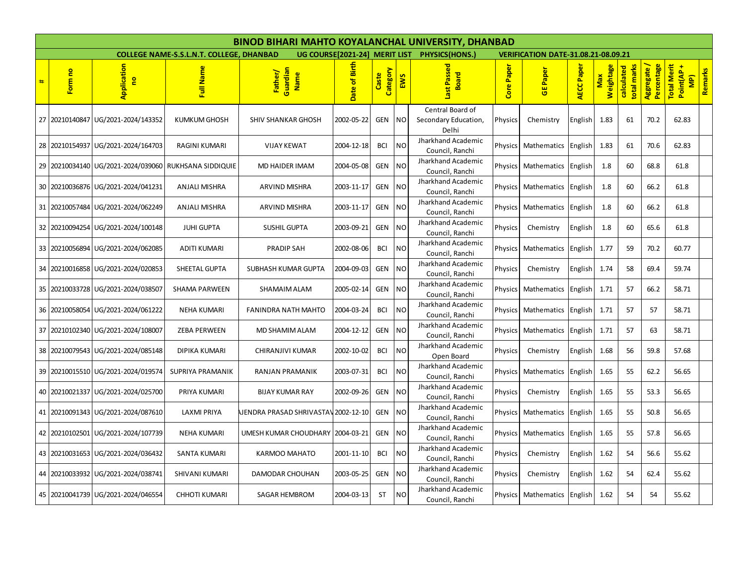# BINOD BIHARI MAHTO KOYALANCHAL UNIVERSITY, DHANBAD

**COLLEGE NAME-S.S.L.N.T. COLLEGE, DHANBAD** **UG COURSE[2021-24] MERIT LIST** **PHYSICS(HONS.)** **VERIFICATION DATE-31.08.21-08.09.21**

| # | Form no | Application no | Full Name | Father/ Guardian Name | Date of Birth | Caste Category | EWS | Last Passed Board | Core Paper | GE Paper | AECC Paper | Max Weightage | calculated total marks | Aggregate / Percentage | Total Merit Point(AP + MP) | Remarks |
|---|---|---|---|---|---|---|---|---|---|---|---|---|---|---|---|---|
| 27 | 20210140847 | UG/2021-2024/143352 | KUMKUM GHOSH | SHIV SHANKAR GHOSH | 2002-05-22 | GEN | NO | Central Board of Secondary Education, Delhi | Physics | Chemistry | English | 1.83 | 61 | 70.2 | 62.83 | |
| 28 | 20210154937 | UG/2021-2024/164703 | RAGINI KUMARI | VIJAY KEWAT | 2004-12-18 | BCI | NO | Jharkhand Academic Council, Ranchi | Physics | Mathematics | English | 1.83 | 61 | 70.6 | 62.83 | |
| 29 | 20210034140 | UG/2021-2024/039060 | RUKHSANA SIDDIQUIE | MD HAIDER IMAM | 2004-05-08 | GEN | NO | Jharkhand Academic Council, Ranchi | Physics | Mathematics | English | 1.8 | 60 | 68.8 | 61.8 | |
| 30 | 20210036876 | UG/2021-2024/041231 | ANJALI MISHRA | ARVIND MISHRA | 2003-11-17 | GEN | NO | Jharkhand Academic Council, Ranchi | Physics | Mathematics | English | 1.8 | 60 | 66.2 | 61.8 | |
| 31 | 20210057484 | UG/2021-2024/062249 | ANJALI MISHRA | ARVIND MISHRA | 2003-11-17 | GEN | NO | Jharkhand Academic Council, Ranchi | Physics | Mathematics | English | 1.8 | 60 | 66.2 | 61.8 | |
| 32 | 20210094254 | UG/2021-2024/100148 | JUHI GUPTA | SUSHIL GUPTA | 2003-09-21 | GEN | NO | Jharkhand Academic Council, Ranchi | Physics | Chemistry | English | 1.8 | 60 | 65.6 | 61.8 | |
| 33 | 20210056894 | UG/2021-2024/062085 | ADITI KUMARI | PRADIP SAH | 2002-08-06 | BCI | NO | Jharkhand Academic Council, Ranchi | Physics | Mathematics | English | 1.77 | 59 | 70.2 | 60.77 | |
| 34 | 20210016858 | UG/2021-2024/020853 | SHEETAL GUPTA | SUBHASH KUMAR GUPTA | 2004-09-03 | GEN | NO | Jharkhand Academic Council, Ranchi | Physics | Chemistry | English | 1.74 | 58 | 69.4 | 59.74 | |
| 35 | 20210033728 | UG/2021-2024/038507 | SHAMA PARWEEN | SHAMAIM ALAM | 2005-02-14 | GEN | NO | Jharkhand Academic Council, Ranchi | Physics | Mathematics | English | 1.71 | 57 | 66.2 | 58.71 | |
| 36 | 20210058054 | UG/2021-2024/061222 | NEHA KUMARI | FANINDRA NATH MAHTO | 2004-03-24 | BCI | NO | Jharkhand Academic Council, Ranchi | Physics | Mathematics | English | 1.71 | 57 | 57 | 58.71 | |
| 37 | 20210102340 | UG/2021-2024/108007 | ZEBA PERWEEN | MD SHAMIM ALAM | 2004-12-12 | GEN | NO | Jharkhand Academic Council, Ranchi | Physics | Mathematics | English | 1.71 | 57 | 63 | 58.71 | |
| 38 | 20210079543 | UG/2021-2024/085148 | DIPIKA KUMARI | CHIRANJIVI KUMAR | 2002-10-02 | BCI | NO | Jharkhand Academic Open Board | Physics | Chemistry | English | 1.68 | 56 | 59.8 | 57.68 | |
| 39 | 20210015510 | UG/2021-2024/019574 | SUPRIYA PRAMANIK | RANJAN PRAMANIK | 2003-07-31 | BCI | NO | Jharkhand Academic Council, Ranchi | Physics | Mathematics | English | 1.65 | 55 | 62.2 | 56.65 | |
| 40 | 20210021337 | UG/2021-2024/025700 | PRIYA KUMARI | BIJAY KUMAR RAY | 2002-09-26 | GEN | NO | Jharkhand Academic Council, Ranchi | Physics | Chemistry | English | 1.65 | 55 | 53.3 | 56.65 | |
| 41 | 20210091343 | UG/2021-2024/087610 | LAXMI PRIYA | AJENDRA PRASAD SHRIVASTAV | 2002-12-10 | GEN | NO | Jharkhand Academic Council, Ranchi | Physics | Mathematics | English | 1.65 | 55 | 50.8 | 56.65 | |
| 42 | 20210102501 | UG/2021-2024/107739 | NEHA KUMARI | UMESH KUMAR CHOUDHARY | 2004-03-21 | GEN | NO | Jharkhand Academic Council, Ranchi | Physics | Mathematics | English | 1.65 | 55 | 57.8 | 56.65 | |
| 43 | 20210031653 | UG/2021-2024/036432 | SANTA KUMARI | KARMOO MAHATO | 2001-11-10 | BCI | NO | Jharkhand Academic Council, Ranchi | Physics | Chemistry | English | 1.62 | 54 | 56.6 | 55.62 | |
| 44 | 20210033932 | UG/2021-2024/038741 | SHIVANI KUMARI | DAMODAR CHOUHAN | 2003-05-25 | GEN | NO | Jharkhand Academic Council, Ranchi | Physics | Chemistry | English | 1.62 | 54 | 62.4 | 55.62 | |
| 45 | 20210041739 | UG/2021-2024/046554 | CHHOTI KUMARI | SAGAR HEMBROM | 2004-03-13 | ST | NO | Jharkhand Academic Council, Ranchi | Physics | Mathematics | English | 1.62 | 54 | 54 | 55.62 | |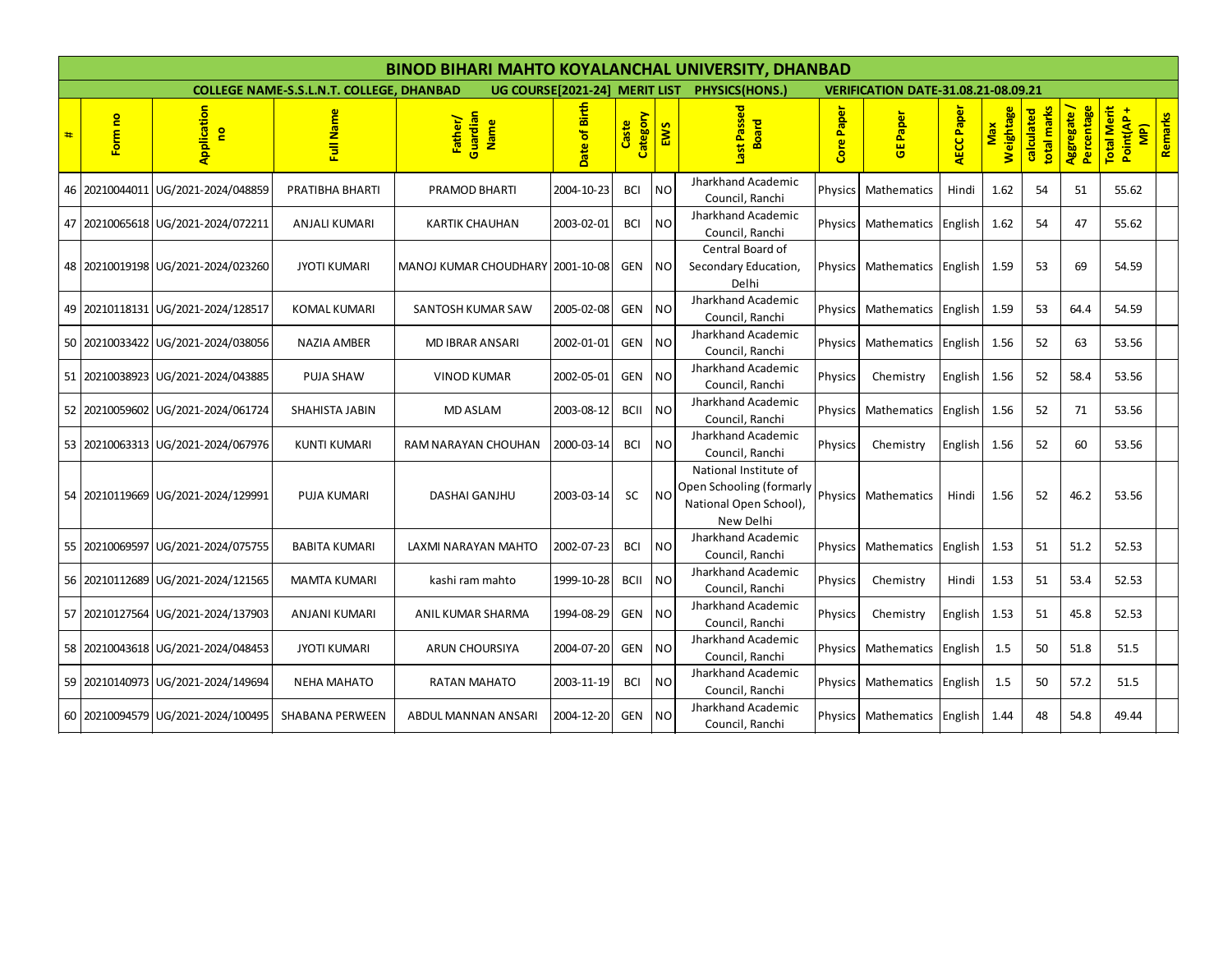# BINOD BIHARI MAHTO KOYALANCHAL UNIVERSITY, DHANBAD

**COLLEGE NAME-S.S.L.N.T. COLLEGE, DHANBAD UG COURSE[2021-24] MERIT LIST PHYSICS(HONS.) VERIFICATION DATE-31.08.21-08.09.21**

| # | Form no | Application no | Full Name | Father/ Guardian Name | Date of Birth | Caste Category | EWS | Last Passed Board | Core Paper | GE Paper | AECC Paper | Max Weightage | calculated total marks | Aggregate / Percentage | Total Merit Point(AP + MP) | Remarks |
|---|---|---|---|---|---|---|---|---|---|---|---|---|---|---|---|---|
| 46 | 20210044011 | UG/2021-2024/048859 | PRATIBHA BHARTI | PRAMOD BHARTI | 2004-10-23 | BCI | NO | Jharkhand Academic Council, Ranchi | Physics | Mathematics | Hindi | 1.62 | 54 | 51 | 55.62 | |
| 47 | 20210065618 | UG/2021-2024/072211 | ANJALI KUMARI | KARTIK CHAUHAN | 2003-02-01 | BCI | NO | Jharkhand Academic Council, Ranchi | Physics | Mathematics | English | 1.62 | 54 | 47 | 55.62 | |
| 48 | 20210019198 | UG/2021-2024/023260 | JYOTI KUMARI | MANOJ KUMAR CHOUDHARY | 2001-10-08 | GEN | NO | Central Board of Secondary Education, Delhi | Physics | Mathematics | English | 1.59 | 53 | 69 | 54.59 | |
| 49 | 20210118131 | UG/2021-2024/128517 | KOMAL KUMARI | SANTOSH KUMAR SAW | 2005-02-08 | GEN | NO | Jharkhand Academic Council, Ranchi | Physics | Mathematics | English | 1.59 | 53 | 64.4 | 54.59 | |
| 50 | 20210033422 | UG/2021-2024/038056 | NAZIA AMBER | MD IBRAR ANSARI | 2002-01-01 | GEN | NO | Jharkhand Academic Council, Ranchi | Physics | Mathematics | English | 1.56 | 52 | 63 | 53.56 | |
| 51 | 20210038923 | UG/2021-2024/043885 | PUJA SHAW | VINOD KUMAR | 2002-05-01 | GEN | NO | Jharkhand Academic Council, Ranchi | Physics | Chemistry | English | 1.56 | 52 | 58.4 | 53.56 | |
| 52 | 20210059602 | UG/2021-2024/061724 | SHAHISTA JABIN | MD ASLAM | 2003-08-12 | BCII | NO | Jharkhand Academic Council, Ranchi | Physics | Mathematics | English | 1.56 | 52 | 71 | 53.56 | |
| 53 | 20210063313 | UG/2021-2024/067976 | KUNTI KUMARI | RAM NARAYAN CHOUHAN | 2000-03-14 | BCI | NO | Jharkhand Academic Council, Ranchi | Physics | Chemistry | English | 1.56 | 52 | 60 | 53.56 | |
| 54 | 20210119669 | UG/2021-2024/129991 | PUJA KUMARI | DASHAI GANJHU | 2003-03-14 | SC | NO | National Institute of Open Schooling (formarly National Open School), New Delhi | Physics | Mathematics | Hindi | 1.56 | 52 | 46.2 | 53.56 | |
| 55 | 20210069597 | UG/2021-2024/075755 | BABITA KUMARI | LAXMI NARAYAN MAHTO | 2002-07-23 | BCI | NO | Jharkhand Academic Council, Ranchi | Physics | Mathematics | English | 1.53 | 51 | 51.2 | 52.53 | |
| 56 | 20210112689 | UG/2021-2024/121565 | MAMTA KUMARI | kashi ram mahto | 1999-10-28 | BCII | NO | Jharkhand Academic Council, Ranchi | Physics | Chemistry | Hindi | 1.53 | 51 | 53.4 | 52.53 | |
| 57 | 20210127564 | UG/2021-2024/137903 | ANJANI KUMARI | ANIL KUMAR SHARMA | 1994-08-29 | GEN | NO | Jharkhand Academic Council, Ranchi | Physics | Chemistry | English | 1.53 | 51 | 45.8 | 52.53 | |
| 58 | 20210043618 | UG/2021-2024/048453 | JYOTI KUMARI | ARUN CHOURSIYA | 2004-07-20 | GEN | NO | Jharkhand Academic Council, Ranchi | Physics | Mathematics | English | 1.5 | 50 | 51.8 | 51.5 | |
| 59 | 20210140973 | UG/2021-2024/149694 | NEHA MAHATO | RATAN MAHATO | 2003-11-19 | BCI | NO | Jharkhand Academic Council, Ranchi | Physics | Mathematics | English | 1.5 | 50 | 57.2 | 51.5 | |
| 60 | 20210094579 | UG/2021-2024/100495 | SHABANA PERWEEN | ABDUL MANNAN ANSARI | 2004-12-20 | GEN | NO | Jharkhand Academic Council, Ranchi | Physics | Mathematics | English | 1.44 | 48 | 54.8 | 49.44 | |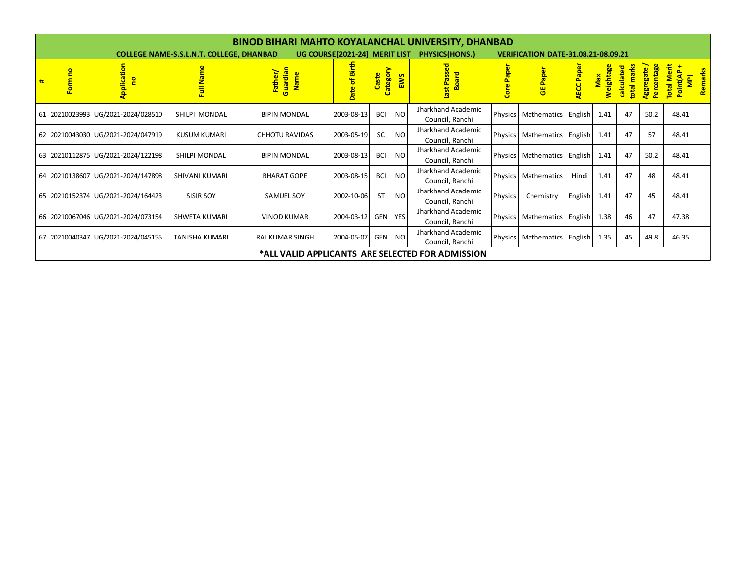# BINOD BIHARI MAHTO KOYALANCHAL UNIVERSITY, DHANBAD

**COLLEGE NAME-S.S.L.N.T. COLLEGE, DHANBAD** **UG COURSE[2021-24] MERIT LIST** **PHYSICS(HONS.)** **VERIFICATION DATE-31.08.21-08.09.21**

| # | Form no | Application no | Full Name | Father/ Guardian Name | Date of Birth | Caste Category | EWS | Last Passed Board | Core Paper | GE Paper | AECC Paper | Max Weightage | calculated total marks | Aggregate / Percentage | Total Merit Point(AP + MP) | Remarks |
|---|---|---|---|---|---|---|---|---|---|---|---|---|---|---|---|---|
| 61 | 20210023993 | UG/2021-2024/028510 | SHILPI MONDAL | BIPIN MONDAL | 2003-08-13 | BCI | NO | Jharkhand Academic Council, Ranchi | Physics | Mathematics | English | 1.41 | 47 | 50.2 | 48.41 | |
| 62 | 20210043030 | UG/2021-2024/047919 | KUSUM KUMARI | CHHOTU RAVIDAS | 2003-05-19 | SC | NO | Jharkhand Academic Council, Ranchi | Physics | Mathematics | English | 1.41 | 47 | 57 | 48.41 | |
| 63 | 20210112875 | UG/2021-2024/122198 | SHILPI MONDAL | BIPIN MONDAL | 2003-08-13 | BCI | NO | Jharkhand Academic Council, Ranchi | Physics | Mathematics | English | 1.41 | 47 | 50.2 | 48.41 | |
| 64 | 20210138607 | UG/2021-2024/147898 | SHIVANI KUMARI | BHARAT GOPE | 2003-08-15 | BCI | NO | Jharkhand Academic Council, Ranchi | Physics | Mathematics | Hindi | 1.41 | 47 | 48 | 48.41 | |
| 65 | 20210152374 | UG/2021-2024/164423 | SISIR SOY | SAMUEL SOY | 2002-10-06 | ST | NO | Jharkhand Academic Council, Ranchi | Physics | Chemistry | English | 1.41 | 47 | 45 | 48.41 | |
| 66 | 20210067046 | UG/2021-2024/073154 | SHWETA KUMARI | VINOD KUMAR | 2004-03-12 | GEN | YES | Jharkhand Academic Council, Ranchi | Physics | Mathematics | English | 1.38 | 46 | 47 | 47.38 | |
| 67 | 20210040347 | UG/2021-2024/045155 | TANISHA KUMARI | RAJ KUMAR SINGH | 2004-05-07 | GEN | NO | Jharkhand Academic Council, Ranchi | Physics | Mathematics | English | 1.35 | 45 | 49.8 | 46.35 | |

**\*ALL VALID APPLICANTS ARE SELECTED FOR ADMISSION**